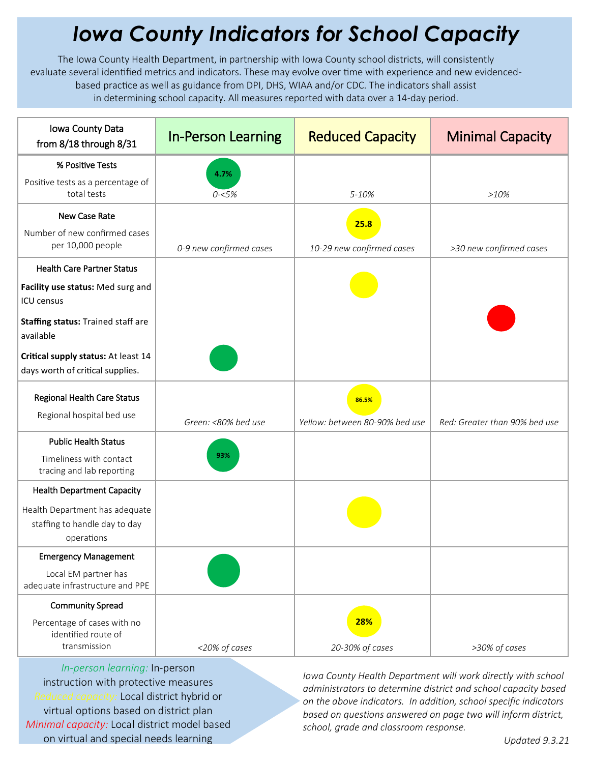# Iowa County Indicators for School Capacity

The Iowa County Health Department, in partnership with Iowa County school districts, will consistently evaluate several identified metrics and indicators. These may evolve over time with experience and new evidenced-based practice as well as guidance from DPI, DHS, WIAA and/or CDC. The indicators shall assist in determining school capacity. All measures reported with data over a 14-day period.

| Iowa County Data from 8/18 through 8/31 | In-Person Learning | Reduced Capacity | Minimal Capacity |
|---|---|---|---|
| **% Positive Tests**<br>Positive tests as a percentage of total tests | 4.7%<br>*0-<5%* | *5-10%* | *>10%* |
| **New Case Rate**<br>Number of new confirmed cases per 10,000 people | *0-9 new confirmed cases* | 25.8<br>*10-29 new confirmed cases* | *>30 new confirmed cases* |
| **Health Care Partner Status**<br>**Facility use status:** Med surg and ICU census<br>**Staffing status:** Trained staff are available<br>**Critical supply status:** At least 14 days worth of critical supplies. | Critical supply status: Green | Facility use status: Yellow | Staffing status: Red |
| **Regional Health Care Status**<br>Regional hospital bed use | *Green: <80% bed use* | 86.5%<br>*Yellow: between 80-90% bed use* | *Red: Greater than 90% bed use* |
| **Public Health Status**<br>Timeliness with contact tracing and lab reporting | 93% | | |
| **Health Department Capacity**<br>Health Department has adequate staffing to handle day to day operations | | Yellow | |
| **Emergency Management**<br>Local EM partner has adequate infrastructure and PPE | Green | | |
| **Community Spread**<br>Percentage of cases with no identified route of transmission | *<20% of cases* | 28%<br>*20-30% of cases* | *>30% of cases* |

*In-person learning:* In-person instruction with protective measures
*Reduced capacity:* Local district hybrid or virtual options based on district plan
*Minimal capacity:* Local district model based on virtual and special needs learning

*Iowa County Health Department will work directly with school administrators to determine district and school capacity based on the above indicators. In addition, school specific indicators based on questions answered on page two will inform district, school, grade and classroom response.*

*Updated 9.3.21*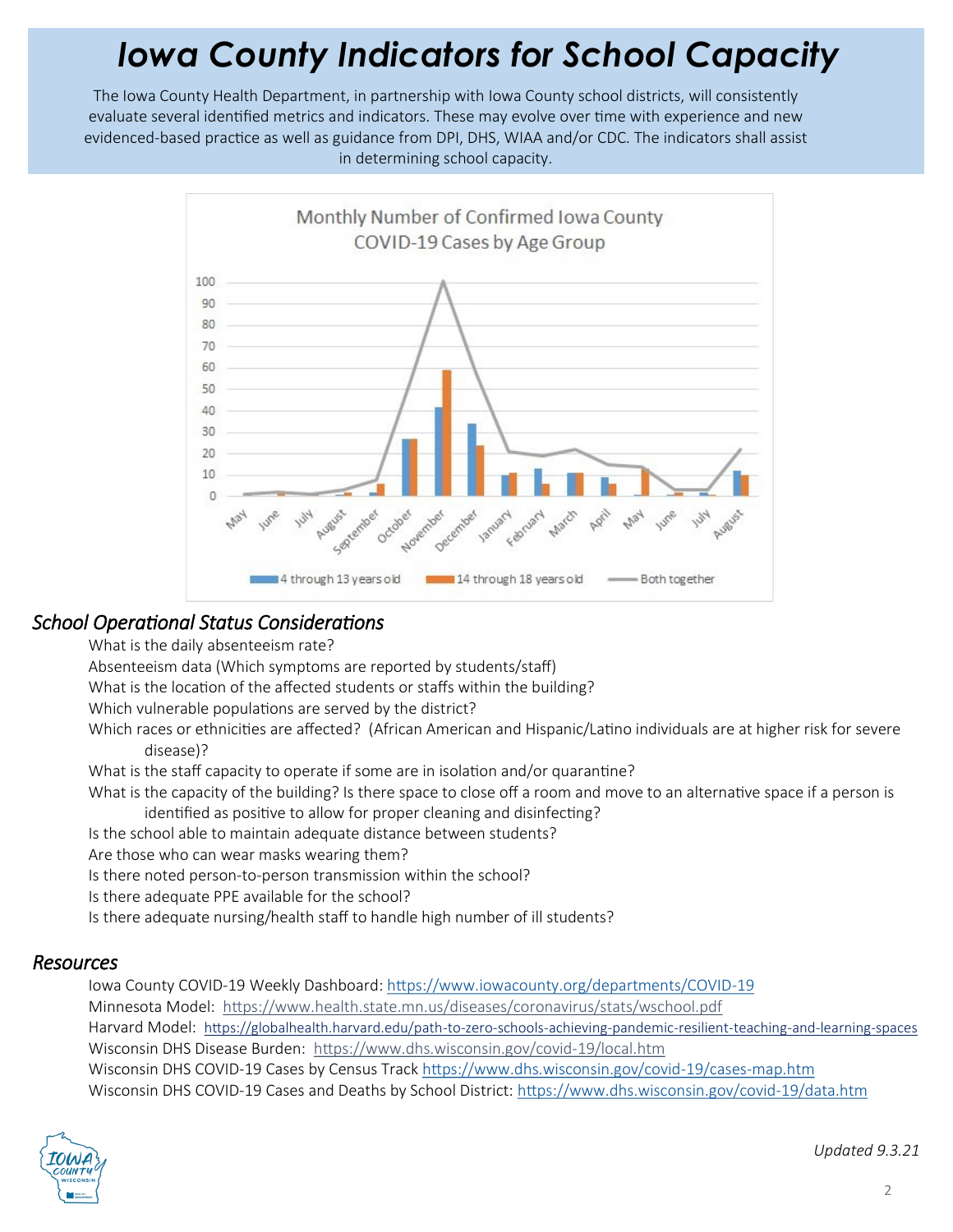# Iowa County Indicators for School Capacity

The Iowa County Health Department, in partnership with Iowa County school districts, will consistently evaluate several identified metrics and indicators. These may evolve over time with experience and new evidenced-based practice as well as guidance from DPI, DHS, WIAA and/or CDC. The indicators shall assist in determining school capacity.

Monthly Number of Confirmed Iowa County COVID-19 Cases by Age Group

100
90
80
70
60
50
40
30
20
10
0

May June July August September October November December January February March April May June July August

4 through 13 years old
14 through 18 years old
Both together

## School Operational Status Considerations

What is the daily absenteeism rate?
Absenteeism data (Which symptoms are reported by students/staff)
What is the location of the affected students or staffs within the building?
Which vulnerable populations are served by the district?
Which races or ethnicities are affected? (African American and Hispanic/Latino individuals are at higher risk for severe disease)?
What is the staff capacity to operate if some are in isolation and/or quarantine?
What is the capacity of the building? Is there space to close off a room and move to an alternative space if a person is identified as positive to allow for proper cleaning and disinfecting?
Is the school able to maintain adequate distance between students?
Are those who can wear masks wearing them?
Is there noted person-to-person transmission within the school?
Is there adequate PPE available for the school?
Is there adequate nursing/health staff to handle high number of ill students?

## Resources

Iowa County COVID-19 Weekly Dashboard: https://www.iowacounty.org/departments/COVID-19
Minnesota Model: https://www.health.state.mn.us/diseases/coronavirus/stats/wschool.pdf
Harvard Model: https://globalhealth.harvard.edu/path-to-zero-schools-achieving-pandemic-resilient-teaching-and-learning-spaces
Wisconsin DHS Disease Burden: https://www.dhs.wisconsin.gov/covid-19/local.htm
Wisconsin DHS COVID-19 Cases by Census Track https://www.dhs.wisconsin.gov/covid-19/cases-map.htm
Wisconsin DHS COVID-19 Cases and Deaths by School District: https://www.dhs.wisconsin.gov/covid-19/data.htm

*Updated 9.3.21*